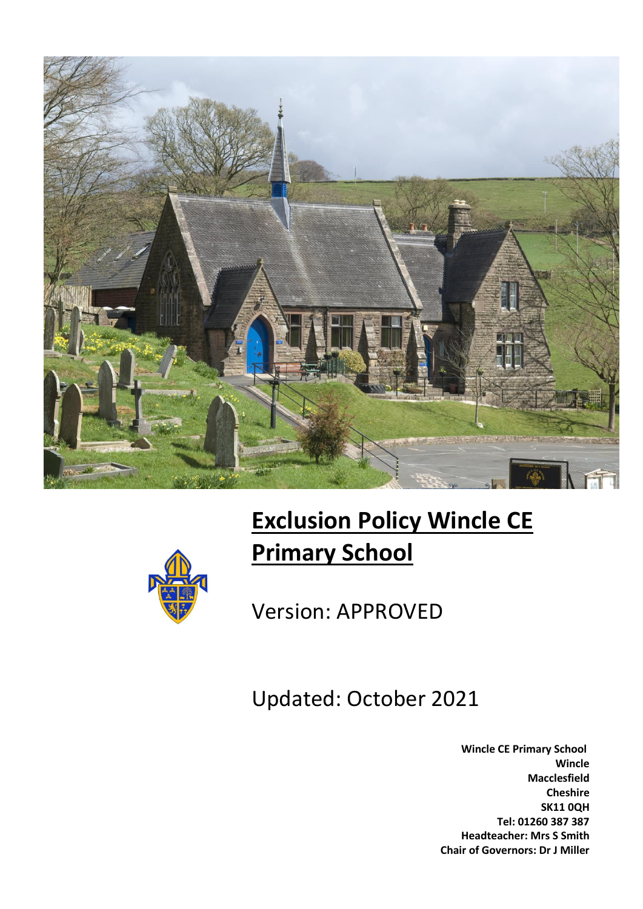# Exclusion Policy Wincle CE Primary School

Version: APPROVED

Updated: October 2021

**Wincle CE Primary School**
**Wincle**
**Macclesfield**
**Cheshire**
**SK11 0QH**
**Tel: 01260 387 387**
**Headteacher: Mrs S Smith**
**Chair of Governors: Dr J Miller**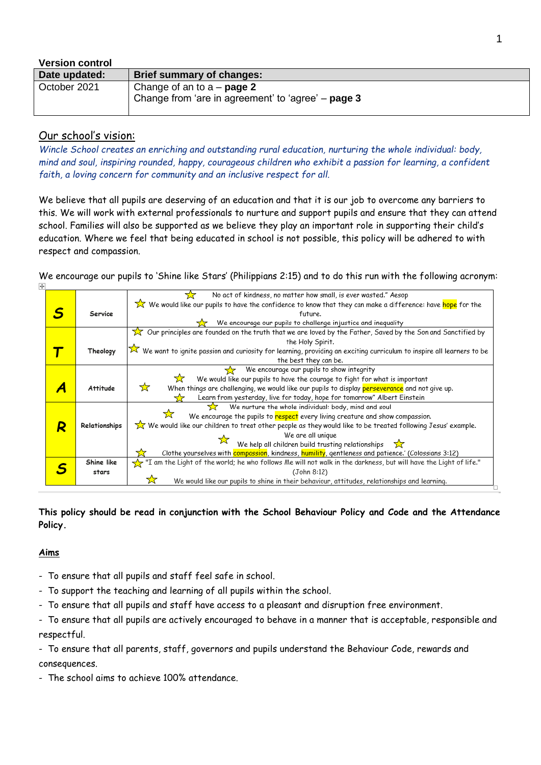**Version control**

| Date updated: | Brief summary of changes: |
|---|---|
| October 2021 | Change of an to a – **page 2**<br>Change from 'are in agreement' to 'agree' – **page 3** |

## Our school's vision:

*Wincle School creates an enriching and outstanding rural education, nurturing the whole individual: body, mind and soul, inspiring rounded, happy, courageous children who exhibit a passion for learning, a confident faith, a loving concern for community and an inclusive respect for all.*

We believe that all pupils are deserving of an education and that it is our job to overcome any barriers to this. We will work with external professionals to nurture and support pupils and ensure that they can attend school. Families will also be supported as we believe they play an important role in supporting their child's education. Where we feel that being educated in school is not possible, this policy will be adhered to with respect and compassion.

We encourage our pupils to 'Shine like Stars' (Philippians 2:15) and to do this run with the following acronym:

| | | |
|---|---|---|
| **S** | **Service** | ☆ No act of kindness, no matter how small, is ever wasted." Aesop<br>☆ We would like our pupils to have the confidence to know that they can make a difference: have hope for the future.<br>☆ We encourage our pupils to challenge injustice and inequality |
| **T** | **Theology** | ☆ Our principles are founded on the truth that we are loved by the Father, Saved by the Son and Sanctified by the Holy Spirit.<br>☆ We want to ignite passion and curiosity for learning, providing an exciting curriculum to inspire all learners to be the best they can be. |
| **A** | **Attitude** | ☆ We encourage our pupils to show integrity<br>☆ We would like our pupils to have the courage to fight for what is important<br>☆ When things are challenging, we would like our pupils to display perseverance and not give up.<br>☆ Learn from yesterday, live for today, hope for tomorrow" Albert Einstein |
| **R** | **Relationships** | ☆ We nurture the whole individual: body, mind and soul<br>☆ We encourage the pupils to respect every living creature and show compassion.<br>☆ We would like our children to treat other people as they would like to be treated following Jesus' example.<br>☆ We are all unique<br>☆ We help all children build trusting relationships<br>☆ Clothe yourselves with compassion, kindness, humility, gentleness and patience.' (Colossians 3:12) |
| **S** | **Shine like stars** | ☆ "I am the Light of the world; he who follows Me will not walk in the darkness, but will have the Light of life." (John 8:12)<br>☆ We would like our pupils to shine in their behaviour, attitudes, relationships and learning. |

**This policy should be read in conjunction with the School Behaviour Policy and Code and the Attendance Policy.**

## Aims

- To ensure that all pupils and staff feel safe in school.
- To support the teaching and learning of all pupils within the school.
- To ensure that all pupils and staff have access to a pleasant and disruption free environment.
- To ensure that all pupils are actively encouraged to behave in a manner that is acceptable, responsible and respectful.
- To ensure that all parents, staff, governors and pupils understand the Behaviour Code, rewards and consequences.
- The school aims to achieve 100% attendance.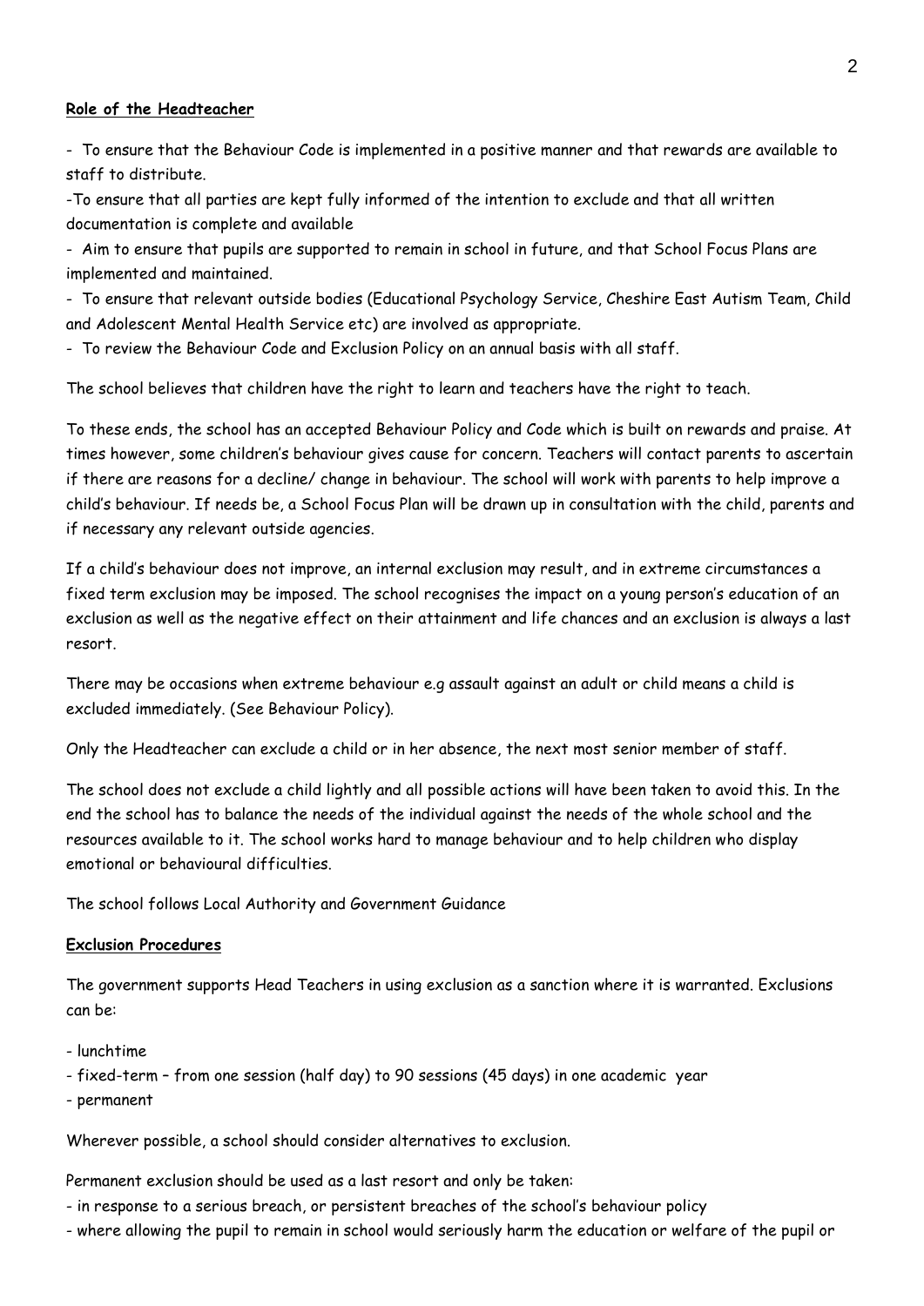**Role of the Headteacher**

- To ensure that the Behaviour Code is implemented in a positive manner and that rewards are available to staff to distribute.
- To ensure that all parties are kept fully informed of the intention to exclude and that all written documentation is complete and available
- Aim to ensure that pupils are supported to remain in school in future, and that School Focus Plans are implemented and maintained.
- To ensure that relevant outside bodies (Educational Psychology Service, Cheshire East Autism Team, Child and Adolescent Mental Health Service etc) are involved as appropriate.
- To review the Behaviour Code and Exclusion Policy on an annual basis with all staff.

The school believes that children have the right to learn and teachers have the right to teach.

To these ends, the school has an accepted Behaviour Policy and Code which is built on rewards and praise. At times however, some children's behaviour gives cause for concern. Teachers will contact parents to ascertain if there are reasons for a decline/ change in behaviour. The school will work with parents to help improve a child's behaviour. If needs be, a School Focus Plan will be drawn up in consultation with the child, parents and if necessary any relevant outside agencies.

If a child's behaviour does not improve, an internal exclusion may result, and in extreme circumstances a fixed term exclusion may be imposed. The school recognises the impact on a young person's education of an exclusion as well as the negative effect on their attainment and life chances and an exclusion is always a last resort.

There may be occasions when extreme behaviour e.g assault against an adult or child means a child is excluded immediately. (See Behaviour Policy).

Only the Headteacher can exclude a child or in her absence, the next most senior member of staff.

The school does not exclude a child lightly and all possible actions will have been taken to avoid this. In the end the school has to balance the needs of the individual against the needs of the whole school and the resources available to it. The school works hard to manage behaviour and to help children who display emotional or behavioural difficulties.

The school follows Local Authority and Government Guidance

**Exclusion Procedures**

The government supports Head Teachers in using exclusion as a sanction where it is warranted. Exclusions can be:

- lunchtime
- fixed-term – from one session (half day) to 90 sessions (45 days) in one academic year
- permanent

Wherever possible, a school should consider alternatives to exclusion.

Permanent exclusion should be used as a last resort and only be taken:

- in response to a serious breach, or persistent breaches of the school's behaviour policy
- where allowing the pupil to remain in school would seriously harm the education or welfare of the pupil or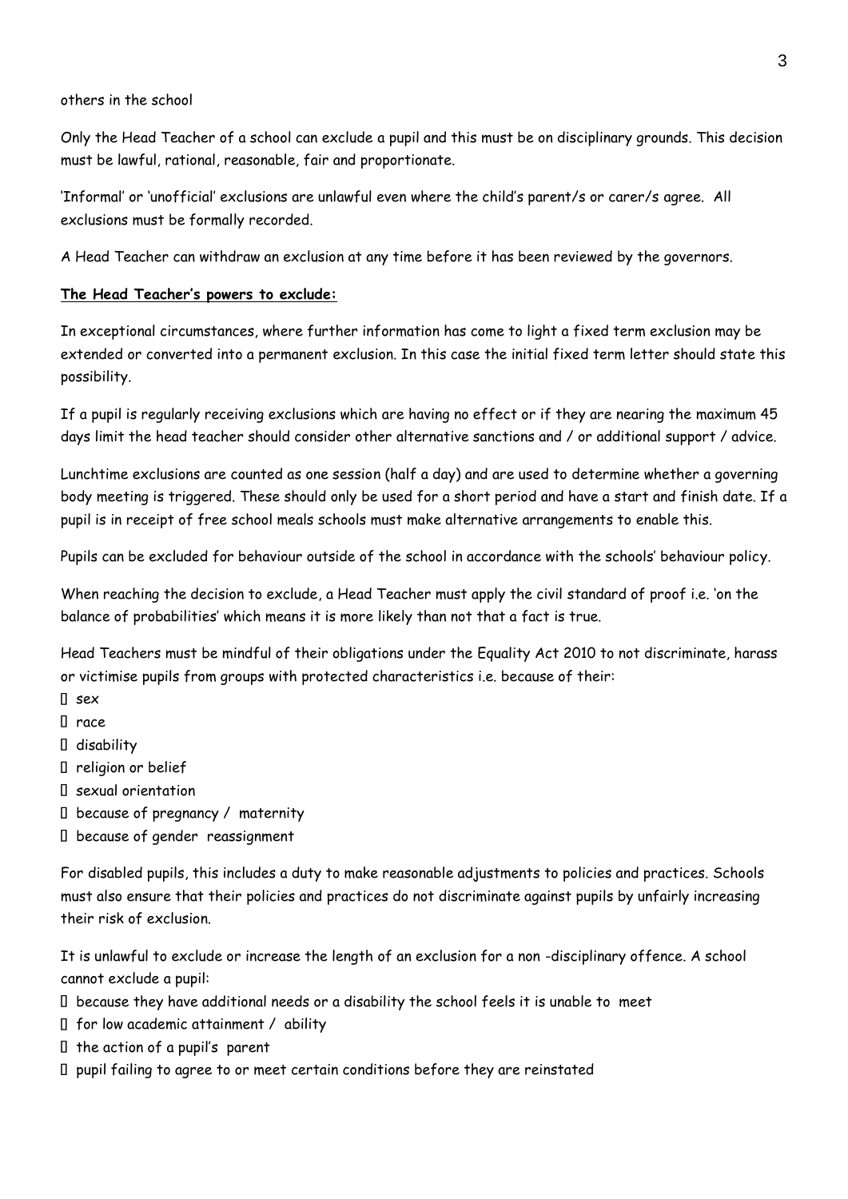others in the school

Only the Head Teacher of a school can exclude a pupil and this must be on disciplinary grounds. This decision must be lawful, rational, reasonable, fair and proportionate.

'Informal' or 'unofficial' exclusions are unlawful even where the child's parent/s or carer/s agree. All exclusions must be formally recorded.

A Head Teacher can withdraw an exclusion at any time before it has been reviewed by the governors.

**The Head Teacher's powers to exclude:**

In exceptional circumstances, where further information has come to light a fixed term exclusion may be extended or converted into a permanent exclusion. In this case the initial fixed term letter should state this possibility.

If a pupil is regularly receiving exclusions which are having no effect or if they are nearing the maximum 45 days limit the head teacher should consider other alternative sanctions and / or additional support / advice.

Lunchtime exclusions are counted as one session (half a day) and are used to determine whether a governing body meeting is triggered. These should only be used for a short period and have a start and finish date. If a pupil is in receipt of free school meals schools must make alternative arrangements to enable this.

Pupils can be excluded for behaviour outside of the school in accordance with the schools' behaviour policy.

When reaching the decision to exclude, a Head Teacher must apply the civil standard of proof i.e. 'on the balance of probabilities' which means it is more likely than not that a fact is true.

Head Teachers must be mindful of their obligations under the Equality Act 2010 to not discriminate, harass or victimise pupils from groups with protected characteristics i.e. because of their:

- sex
- race
- disability
- religion or belief
- sexual orientation
- because of pregnancy / maternity
- because of gender reassignment

For disabled pupils, this includes a duty to make reasonable adjustments to policies and practices. Schools must also ensure that their policies and practices do not discriminate against pupils by unfairly increasing their risk of exclusion.

It is unlawful to exclude or increase the length of an exclusion for a non -disciplinary offence. A school cannot exclude a pupil:

- because they have additional needs or a disability the school feels it is unable to meet
- for low academic attainment / ability
- the action of a pupil's parent
- pupil failing to agree to or meet certain conditions before they are reinstated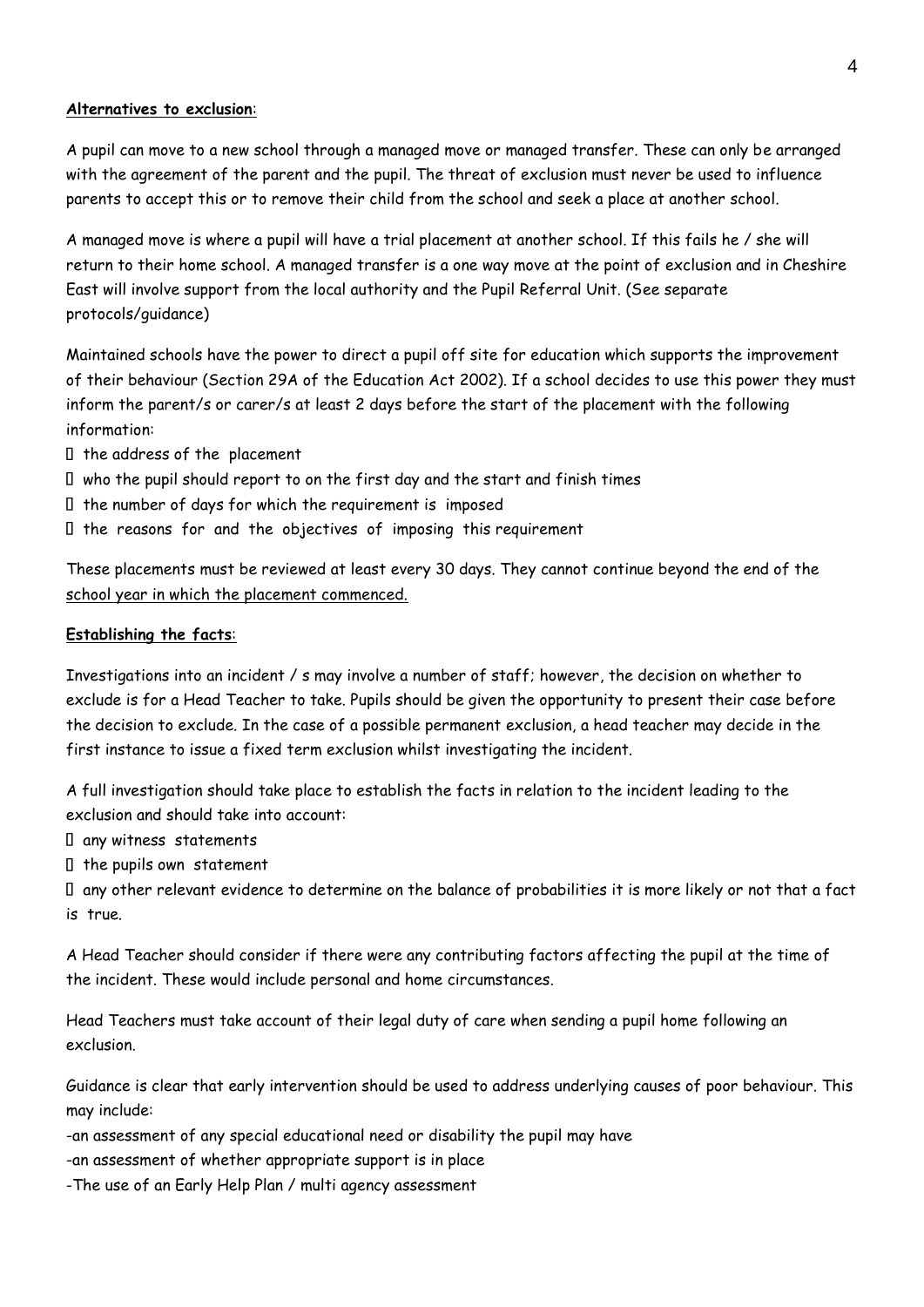**Alternatives to exclusion**:

A pupil can move to a new school through a managed move or managed transfer. These can only be arranged with the agreement of the parent and the pupil. The threat of exclusion must never be used to influence parents to accept this or to remove their child from the school and seek a place at another school.

A managed move is where a pupil will have a trial placement at another school. If this fails he / she will return to their home school. A managed transfer is a one way move at the point of exclusion and in Cheshire East will involve support from the local authority and the Pupil Referral Unit. (See separate protocols/guidance)

Maintained schools have the power to direct a pupil off site for education which supports the improvement of their behaviour (Section 29A of the Education Act 2002). If a school decides to use this power they must inform the parent/s or carer/s at least 2 days before the start of the placement with the following information:

- the address of the placement
- who the pupil should report to on the first day and the start and finish times
- the number of days for which the requirement is imposed
- the reasons for and the objectives of imposing this requirement

These placements must be reviewed at least every 30 days. They cannot continue beyond the end of the <u>school year in which the placement commenced.</u>

**Establishing the facts**:

Investigations into an incident / s may involve a number of staff; however, the decision on whether to exclude is for a Head Teacher to take. Pupils should be given the opportunity to present their case before the decision to exclude. In the case of a possible permanent exclusion, a head teacher may decide in the first instance to issue a fixed term exclusion whilst investigating the incident.

A full investigation should take place to establish the facts in relation to the incident leading to the exclusion and should take into account:

- any witness statements
- the pupils own statement
- any other relevant evidence to determine on the balance of probabilities it is more likely or not that a fact is true.

A Head Teacher should consider if there were any contributing factors affecting the pupil at the time of the incident. These would include personal and home circumstances.

Head Teachers must take account of their legal duty of care when sending a pupil home following an exclusion.

Guidance is clear that early intervention should be used to address underlying causes of poor behaviour. This may include:

-an assessment of any special educational need or disability the pupil may have

-an assessment of whether appropriate support is in place

-The use of an Early Help Plan / multi agency assessment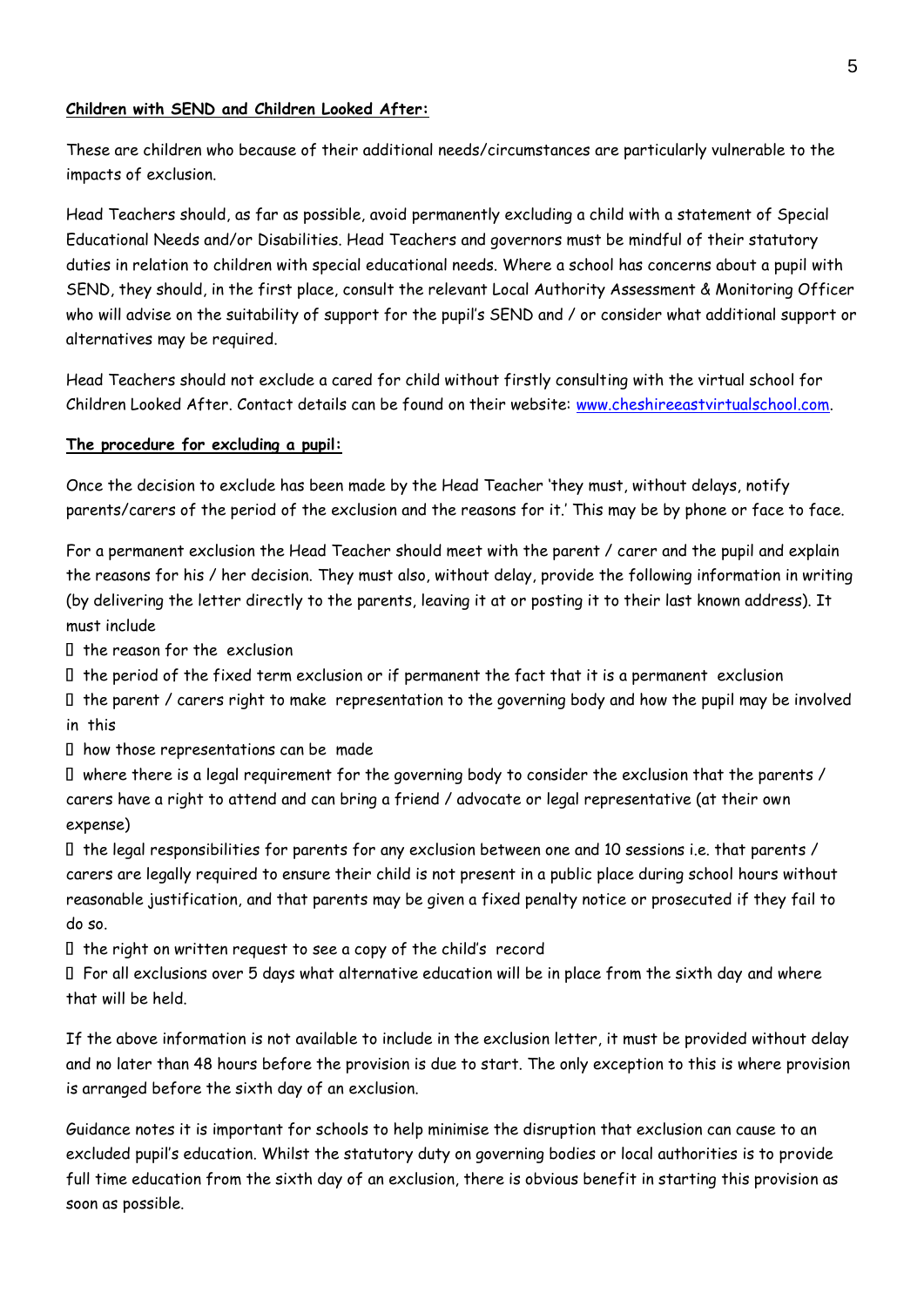**Children with SEND and Children Looked After:**

These are children who because of their additional needs/circumstances are particularly vulnerable to the impacts of exclusion.

Head Teachers should, as far as possible, avoid permanently excluding a child with a statement of Special Educational Needs and/or Disabilities. Head Teachers and governors must be mindful of their statutory duties in relation to children with special educational needs. Where a school has concerns about a pupil with SEND, they should, in the first place, consult the relevant Local Authority Assessment & Monitoring Officer who will advise on the suitability of support for the pupil's SEND and / or consider what additional support or alternatives may be required.

Head Teachers should not exclude a cared for child without firstly consulting with the virtual school for Children Looked After. Contact details can be found on their website: [www.cheshireeastvirtualschool.com](http://www.cheshireeastvirtualschool.com).

**The procedure for excluding a pupil:**

Once the decision to exclude has been made by the Head Teacher 'they must, without delays, notify parents/carers of the period of the exclusion and the reasons for it.' This may be by phone or face to face.

For a permanent exclusion the Head Teacher should meet with the parent / carer and the pupil and explain the reasons for his / her decision. They must also, without delay, provide the following information in writing (by delivering the letter directly to the parents, leaving it at or posting it to their last known address). It must include

- the reason for the exclusion
- the period of the fixed term exclusion or if permanent the fact that it is a permanent exclusion
- the parent / carers right to make representation to the governing body and how the pupil may be involved in this
- how those representations can be made
- where there is a legal requirement for the governing body to consider the exclusion that the parents / carers have a right to attend and can bring a friend / advocate or legal representative (at their own expense)
- the legal responsibilities for parents for any exclusion between one and 10 sessions i.e. that parents / carers are legally required to ensure their child is not present in a public place during school hours without reasonable justification, and that parents may be given a fixed penalty notice or prosecuted if they fail to do so.
- the right on written request to see a copy of the child's record
- For all exclusions over 5 days what alternative education will be in place from the sixth day and where that will be held.

If the above information is not available to include in the exclusion letter, it must be provided without delay and no later than 48 hours before the provision is due to start. The only exception to this is where provision is arranged before the sixth day of an exclusion.

Guidance notes it is important for schools to help minimise the disruption that exclusion can cause to an excluded pupil's education. Whilst the statutory duty on governing bodies or local authorities is to provide full time education from the sixth day of an exclusion, there is obvious benefit in starting this provision as soon as possible.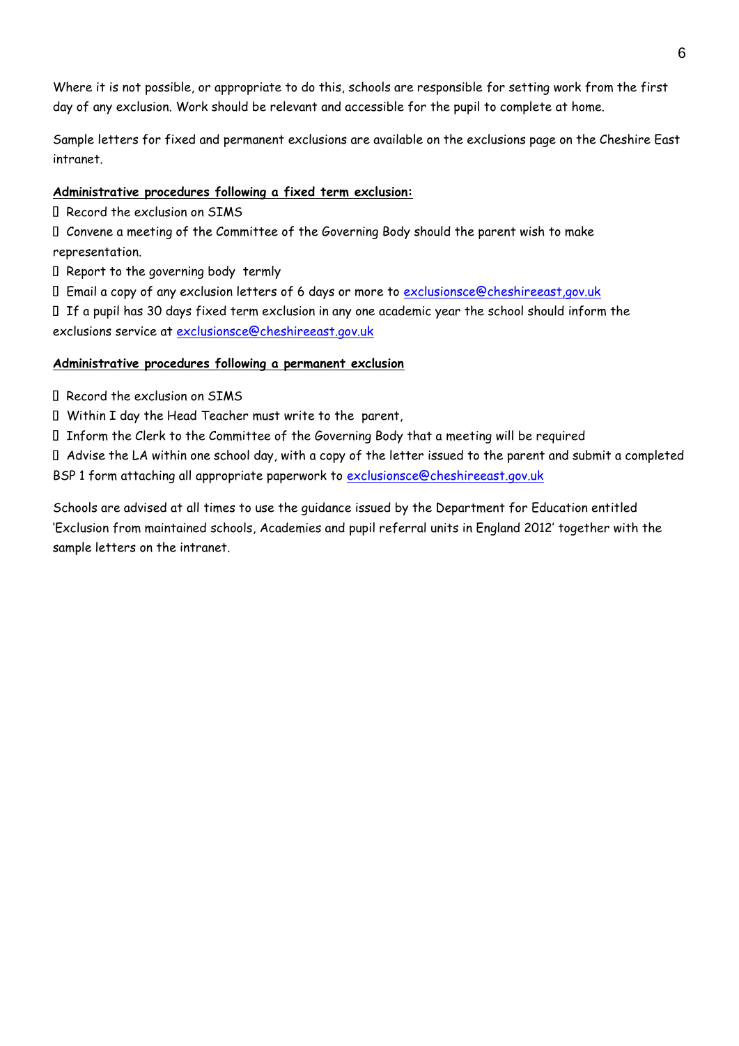Where it is not possible, or appropriate to do this, schools are responsible for setting work from the first day of any exclusion. Work should be relevant and accessible for the pupil to complete at home.

Sample letters for fixed and permanent exclusions are available on the exclusions page on the Cheshire East intranet.

**Administrative procedures following a fixed term exclusion:**

- Record the exclusion on SIMS
- Convene a meeting of the Committee of the Governing Body should the parent wish to make representation.
- Report to the governing body termly
- Email a copy of any exclusion letters of 6 days or more to exclusionsce@cheshireeast,gov.uk
- If a pupil has 30 days fixed term exclusion in any one academic year the school should inform the exclusions service at exclusionsce@cheshireeast.gov.uk

**Administrative procedures following a permanent exclusion**

- Record the exclusion on SIMS
- Within I day the Head Teacher must write to the parent,
- Inform the Clerk to the Committee of the Governing Body that a meeting will be required
- Advise the LA within one school day, with a copy of the letter issued to the parent and submit a completed BSP 1 form attaching all appropriate paperwork to exclusionsce@cheshireeast.gov.uk

Schools are advised at all times to use the guidance issued by the Department for Education entitled 'Exclusion from maintained schools, Academies and pupil referral units in England 2012' together with the sample letters on the intranet.